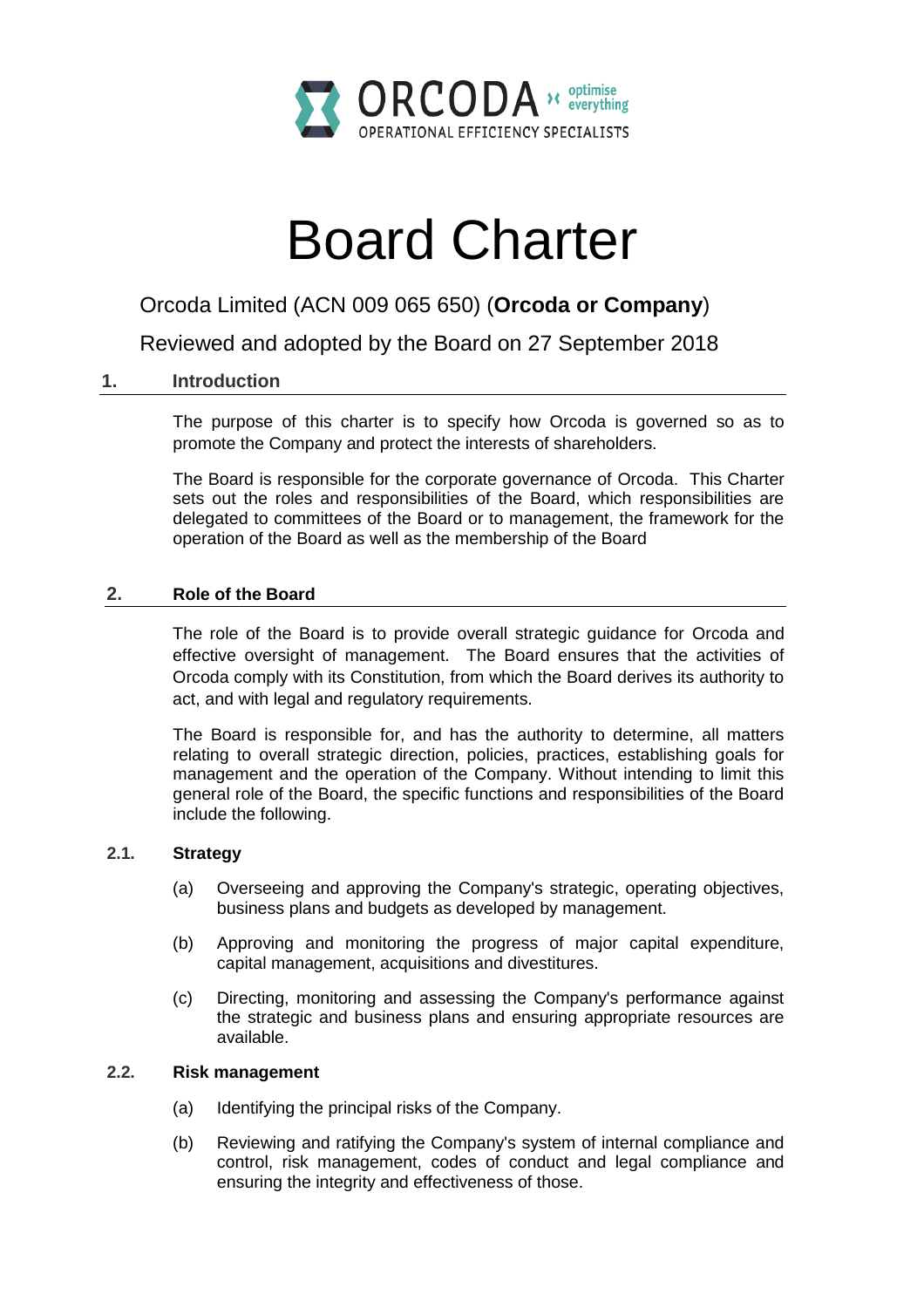ORCODA optimise everything

OPERATIONAL EFFICIENCY SPECIALISTS

# Board Charter

Orcoda Limited (ACN 009 065 650) (**Orcoda or Company**)

Reviewed and adopted by the Board on 27 September 2018

## 1. Introduction

The purpose of this charter is to specify how Orcoda is governed so as to promote the Company and protect the interests of shareholders.

The Board is responsible for the corporate governance of Orcoda. This Charter sets out the roles and responsibilities of the Board, which responsibilities are delegated to committees of the Board or to management, the framework for the operation of the Board as well as the membership of the Board

## 2. Role of the Board

The role of the Board is to provide overall strategic guidance for Orcoda and effective oversight of management. The Board ensures that the activities of Orcoda comply with its Constitution, from which the Board derives its authority to act, and with legal and regulatory requirements.

The Board is responsible for, and has the authority to determine, all matters relating to overall strategic direction, policies, practices, establishing goals for management and the operation of the Company. Without intending to limit this general role of the Board, the specific functions and responsibilities of the Board include the following.

### 2.1. Strategy

(a) Overseeing and approving the Company's strategic, operating objectives, business plans and budgets as developed by management.

(b) Approving and monitoring the progress of major capital expenditure, capital management, acquisitions and divestitures.

(c) Directing, monitoring and assessing the Company's performance against the strategic and business plans and ensuring appropriate resources are available.

### 2.2. Risk management

(a) Identifying the principal risks of the Company.

(b) Reviewing and ratifying the Company's system of internal compliance and control, risk management, codes of conduct and legal compliance and ensuring the integrity and effectiveness of those.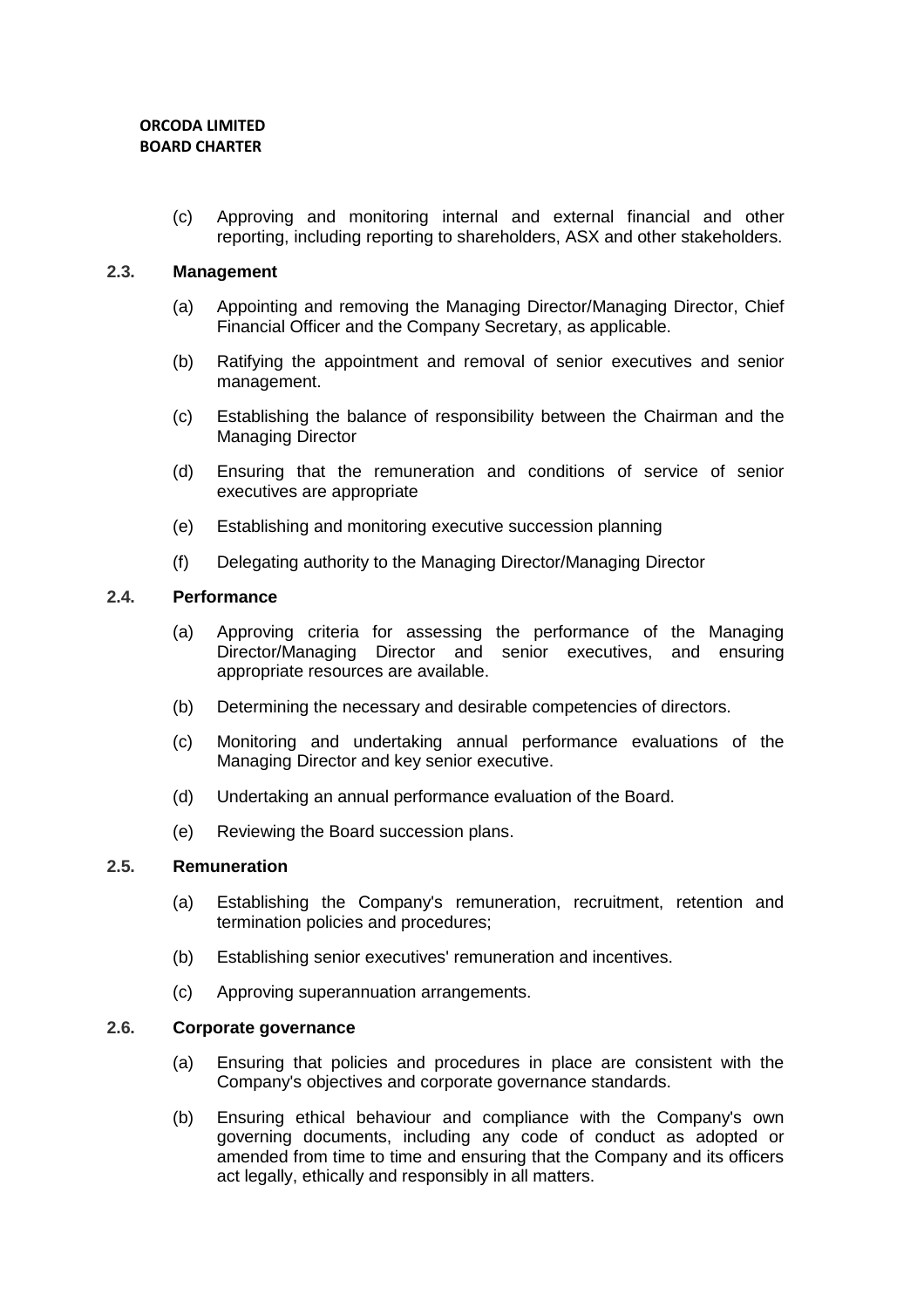(c) Approving and monitoring internal and external financial and other reporting, including reporting to shareholders, ASX and other stakeholders.

### 2.3. Management

(a) Appointing and removing the Managing Director/Managing Director, Chief Financial Officer and the Company Secretary, as applicable.

(b) Ratifying the appointment and removal of senior executives and senior management.

(c) Establishing the balance of responsibility between the Chairman and the Managing Director

(d) Ensuring that the remuneration and conditions of service of senior executives are appropriate

(e) Establishing and monitoring executive succession planning

(f) Delegating authority to the Managing Director/Managing Director

### 2.4. Performance

(a) Approving criteria for assessing the performance of the Managing Director/Managing Director and senior executives, and ensuring appropriate resources are available.

(b) Determining the necessary and desirable competencies of directors.

(c) Monitoring and undertaking annual performance evaluations of the Managing Director and key senior executive.

(d) Undertaking an annual performance evaluation of the Board.

(e) Reviewing the Board succession plans.

### 2.5. Remuneration

(a) Establishing the Company's remuneration, recruitment, retention and termination policies and procedures;

(b) Establishing senior executives' remuneration and incentives.

(c) Approving superannuation arrangements.

### 2.6. Corporate governance

(a) Ensuring that policies and procedures in place are consistent with the Company's objectives and corporate governance standards.

(b) Ensuring ethical behaviour and compliance with the Company's own governing documents, including any code of conduct as adopted or amended from time to time and ensuring that the Company and its officers act legally, ethically and responsibly in all matters.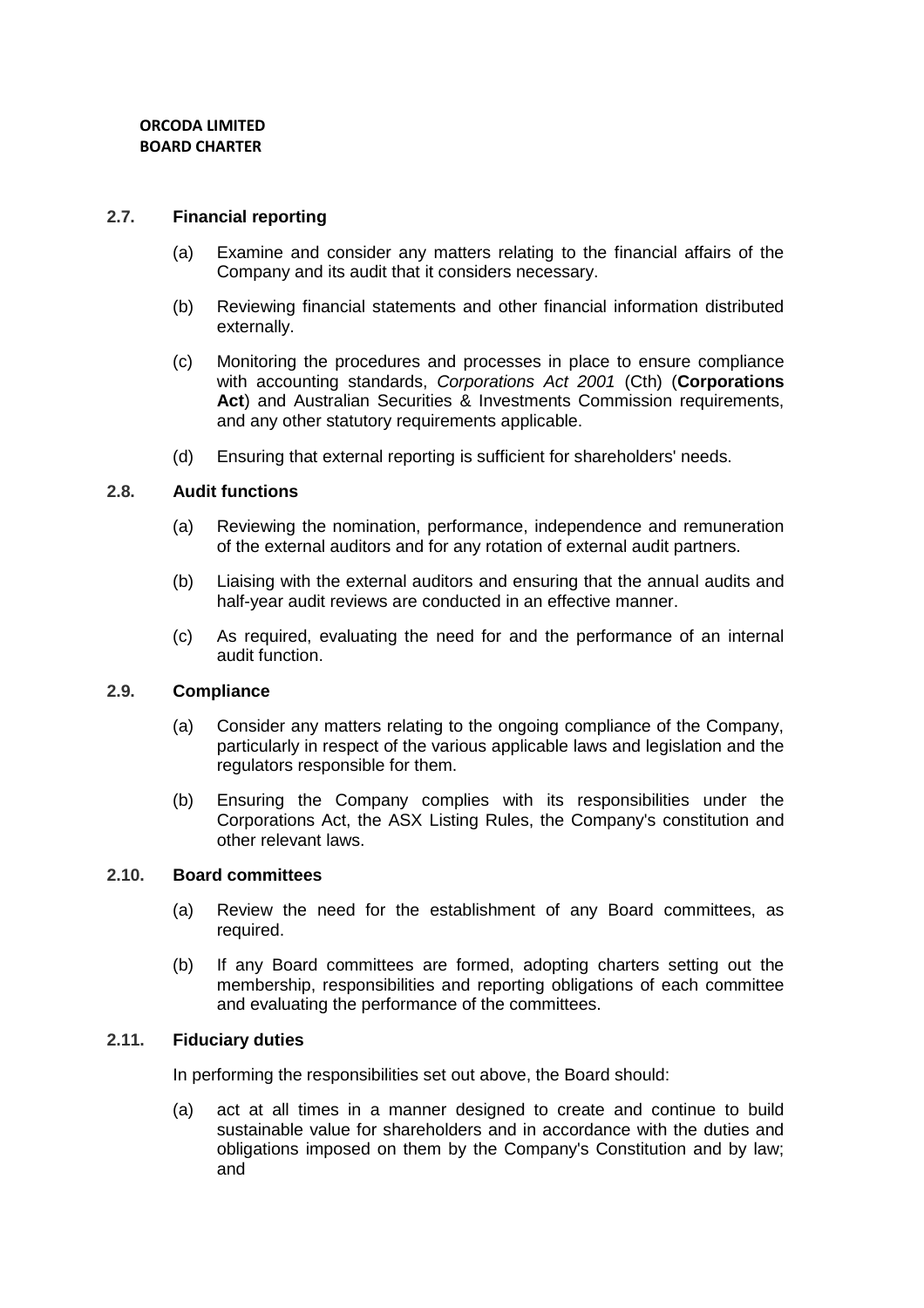### 2.7. Financial reporting

(a) Examine and consider any matters relating to the financial affairs of the Company and its audit that it considers necessary.

(b) Reviewing financial statements and other financial information distributed externally.

(c) Monitoring the procedures and processes in place to ensure compliance with accounting standards, *Corporations Act 2001* (Cth) (**Corporations Act**) and Australian Securities & Investments Commission requirements, and any other statutory requirements applicable.

(d) Ensuring that external reporting is sufficient for shareholders' needs.

### 2.8. Audit functions

(a) Reviewing the nomination, performance, independence and remuneration of the external auditors and for any rotation of external audit partners.

(b) Liaising with the external auditors and ensuring that the annual audits and half-year audit reviews are conducted in an effective manner.

(c) As required, evaluating the need for and the performance of an internal audit function.

### 2.9. Compliance

(a) Consider any matters relating to the ongoing compliance of the Company, particularly in respect of the various applicable laws and legislation and the regulators responsible for them.

(b) Ensuring the Company complies with its responsibilities under the Corporations Act, the ASX Listing Rules, the Company's constitution and other relevant laws.

### 2.10. Board committees

(a) Review the need for the establishment of any Board committees, as required.

(b) If any Board committees are formed, adopting charters setting out the membership, responsibilities and reporting obligations of each committee and evaluating the performance of the committees.

### 2.11. Fiduciary duties

In performing the responsibilities set out above, the Board should:

(a) act at all times in a manner designed to create and continue to build sustainable value for shareholders and in accordance with the duties and obligations imposed on them by the Company's Constitution and by law; and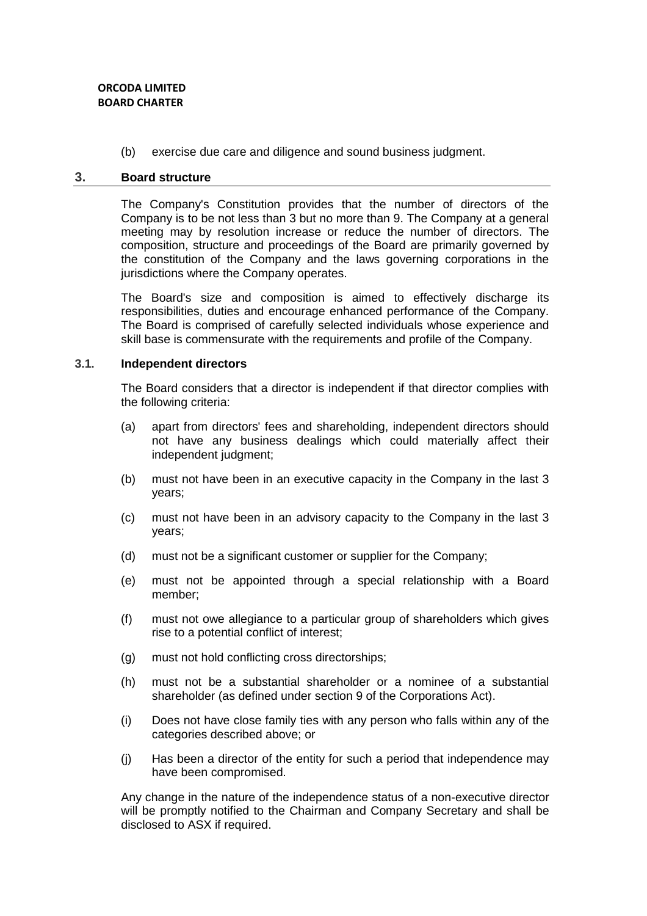(b) exercise due care and diligence and sound business judgment.

## 3. Board structure

The Company's Constitution provides that the number of directors of the Company is to be not less than 3 but no more than 9. The Company at a general meeting may by resolution increase or reduce the number of directors. The composition, structure and proceedings of the Board are primarily governed by the constitution of the Company and the laws governing corporations in the jurisdictions where the Company operates.

The Board's size and composition is aimed to effectively discharge its responsibilities, duties and encourage enhanced performance of the Company. The Board is comprised of carefully selected individuals whose experience and skill base is commensurate with the requirements and profile of the Company.

### 3.1. Independent directors

The Board considers that a director is independent if that director complies with the following criteria:

(a) apart from directors' fees and shareholding, independent directors should not have any business dealings which could materially affect their independent judgment;

(b) must not have been in an executive capacity in the Company in the last 3 years;

(c) must not have been in an advisory capacity to the Company in the last 3 years;

(d) must not be a significant customer or supplier for the Company;

(e) must not be appointed through a special relationship with a Board member;

(f) must not owe allegiance to a particular group of shareholders which gives rise to a potential conflict of interest;

(g) must not hold conflicting cross directorships;

(h) must not be a substantial shareholder or a nominee of a substantial shareholder (as defined under section 9 of the Corporations Act).

(i) Does not have close family ties with any person who falls within any of the categories described above; or

(j) Has been a director of the entity for such a period that independence may have been compromised.

Any change in the nature of the independence status of a non-executive director will be promptly notified to the Chairman and Company Secretary and shall be disclosed to ASX if required.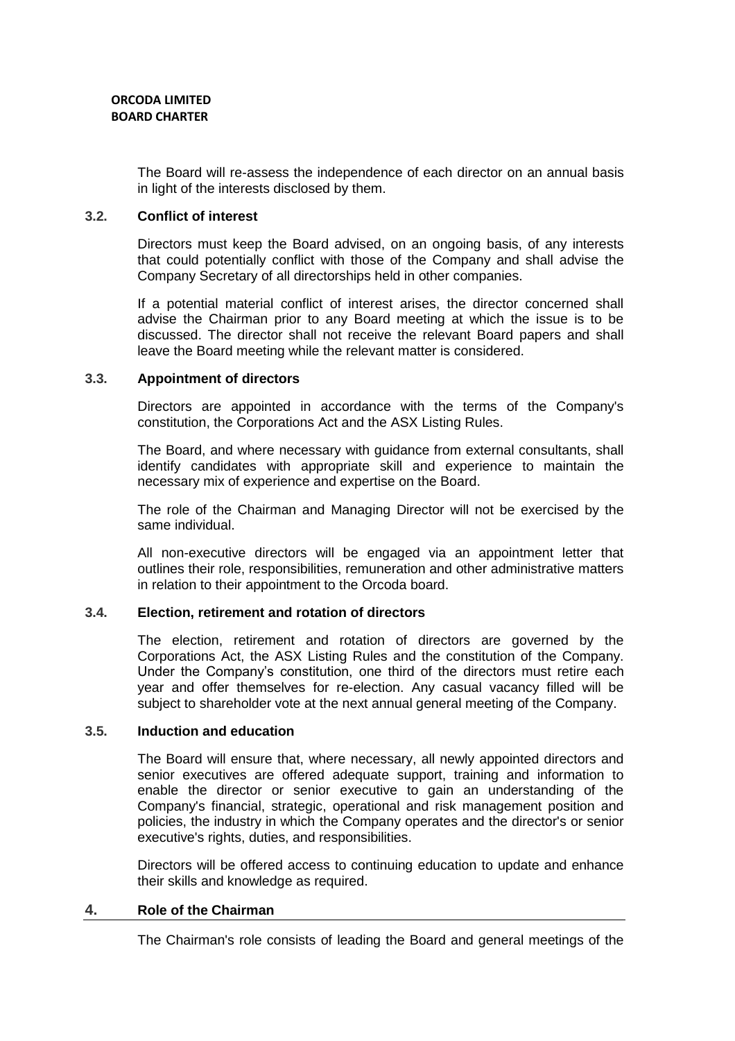The Board will re-assess the independence of each director on an annual basis in light of the interests disclosed by them.

### 3.2. Conflict of interest

Directors must keep the Board advised, on an ongoing basis, of any interests that could potentially conflict with those of the Company and shall advise the Company Secretary of all directorships held in other companies.

If a potential material conflict of interest arises, the director concerned shall advise the Chairman prior to any Board meeting at which the issue is to be discussed. The director shall not receive the relevant Board papers and shall leave the Board meeting while the relevant matter is considered.

### 3.3. Appointment of directors

Directors are appointed in accordance with the terms of the Company's constitution, the Corporations Act and the ASX Listing Rules.

The Board, and where necessary with guidance from external consultants, shall identify candidates with appropriate skill and experience to maintain the necessary mix of experience and expertise on the Board.

The role of the Chairman and Managing Director will not be exercised by the same individual.

All non-executive directors will be engaged via an appointment letter that outlines their role, responsibilities, remuneration and other administrative matters in relation to their appointment to the Orcoda board.

### 3.4. Election, retirement and rotation of directors

The election, retirement and rotation of directors are governed by the Corporations Act, the ASX Listing Rules and the constitution of the Company. Under the Company's constitution, one third of the directors must retire each year and offer themselves for re-election. Any casual vacancy filled will be subject to shareholder vote at the next annual general meeting of the Company.

### 3.5. Induction and education

The Board will ensure that, where necessary, all newly appointed directors and senior executives are offered adequate support, training and information to enable the director or senior executive to gain an understanding of the Company's financial, strategic, operational and risk management position and policies, the industry in which the Company operates and the director's or senior executive's rights, duties, and responsibilities.

Directors will be offered access to continuing education to update and enhance their skills and knowledge as required.

## 4. Role of the Chairman

The Chairman's role consists of leading the Board and general meetings of the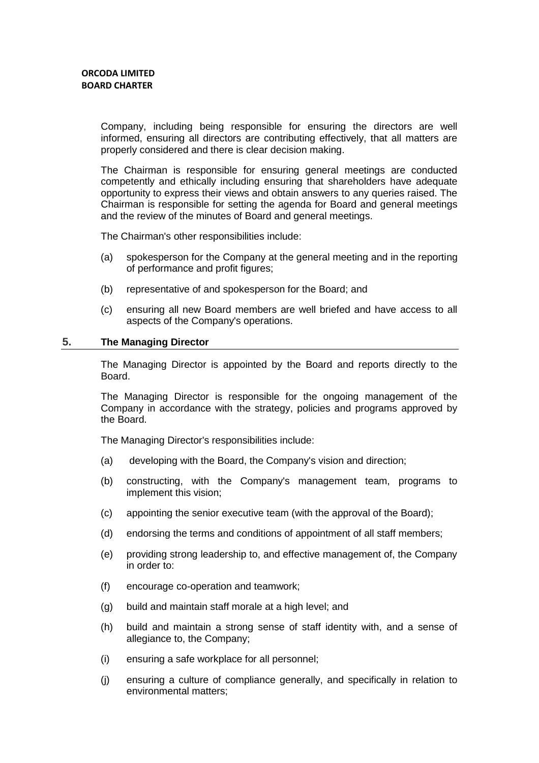Company, including being responsible for ensuring the directors are well informed, ensuring all directors are contributing effectively, that all matters are properly considered and there is clear decision making.

The Chairman is responsible for ensuring general meetings are conducted competently and ethically including ensuring that shareholders have adequate opportunity to express their views and obtain answers to any queries raised. The Chairman is responsible for setting the agenda for Board and general meetings and the review of the minutes of Board and general meetings.

The Chairman's other responsibilities include:

(a) spokesperson for the Company at the general meeting and in the reporting of performance and profit figures;

(b) representative of and spokesperson for the Board; and

(c) ensuring all new Board members are well briefed and have access to all aspects of the Company's operations.

## 5. The Managing Director

The Managing Director is appointed by the Board and reports directly to the Board.

The Managing Director is responsible for the ongoing management of the Company in accordance with the strategy, policies and programs approved by the Board.

The Managing Director's responsibilities include:

(a) developing with the Board, the Company's vision and direction;

(b) constructing, with the Company's management team, programs to implement this vision;

(c) appointing the senior executive team (with the approval of the Board);

(d) endorsing the terms and conditions of appointment of all staff members;

(e) providing strong leadership to, and effective management of, the Company in order to:

(f) encourage co-operation and teamwork;

(g) build and maintain staff morale at a high level; and

(h) build and maintain a strong sense of staff identity with, and a sense of allegiance to, the Company;

(i) ensuring a safe workplace for all personnel;

(j) ensuring a culture of compliance generally, and specifically in relation to environmental matters;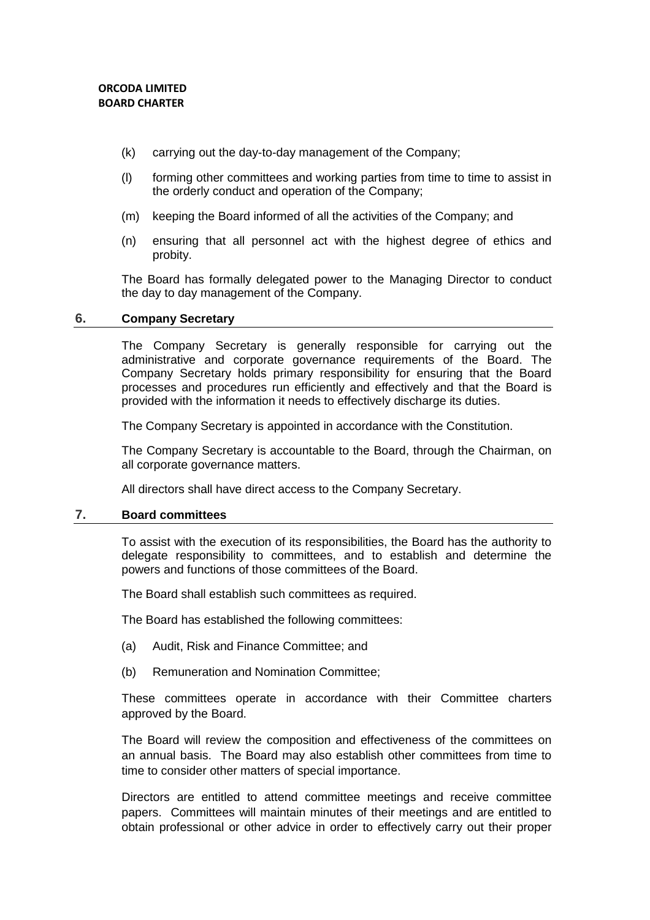(k) carrying out the day-to-day management of the Company;

(l) forming other committees and working parties from time to time to assist in the orderly conduct and operation of the Company;

(m) keeping the Board informed of all the activities of the Company; and

(n) ensuring that all personnel act with the highest degree of ethics and probity.

The Board has formally delegated power to the Managing Director to conduct the day to day management of the Company.

## 6. Company Secretary

The Company Secretary is generally responsible for carrying out the administrative and corporate governance requirements of the Board. The Company Secretary holds primary responsibility for ensuring that the Board processes and procedures run efficiently and effectively and that the Board is provided with the information it needs to effectively discharge its duties.

The Company Secretary is appointed in accordance with the Constitution.

The Company Secretary is accountable to the Board, through the Chairman, on all corporate governance matters.

All directors shall have direct access to the Company Secretary.

## 7. Board committees

To assist with the execution of its responsibilities, the Board has the authority to delegate responsibility to committees, and to establish and determine the powers and functions of those committees of the Board.

The Board shall establish such committees as required.

The Board has established the following committees:

(a) Audit, Risk and Finance Committee; and

(b) Remuneration and Nomination Committee;

These committees operate in accordance with their Committee charters approved by the Board.

The Board will review the composition and effectiveness of the committees on an annual basis. The Board may also establish other committees from time to time to consider other matters of special importance.

Directors are entitled to attend committee meetings and receive committee papers. Committees will maintain minutes of their meetings and are entitled to obtain professional or other advice in order to effectively carry out their proper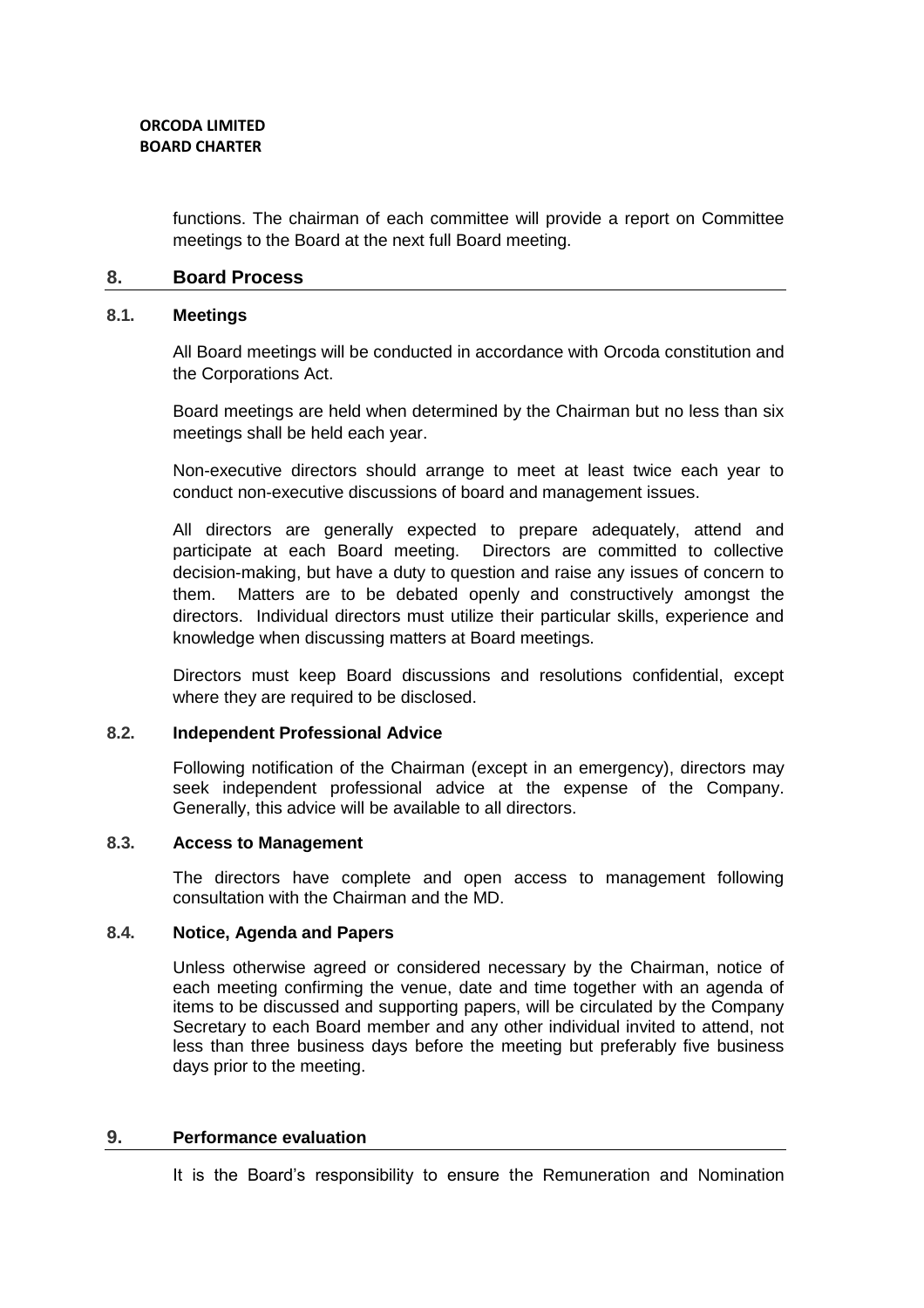functions. The chairman of each committee will provide a report on Committee meetings to the Board at the next full Board meeting.

## 8. Board Process

### 8.1. Meetings

All Board meetings will be conducted in accordance with Orcoda constitution and the Corporations Act.

Board meetings are held when determined by the Chairman but no less than six meetings shall be held each year.

Non-executive directors should arrange to meet at least twice each year to conduct non-executive discussions of board and management issues.

All directors are generally expected to prepare adequately, attend and participate at each Board meeting. Directors are committed to collective decision-making, but have a duty to question and raise any issues of concern to them. Matters are to be debated openly and constructively amongst the directors. Individual directors must utilize their particular skills, experience and knowledge when discussing matters at Board meetings.

Directors must keep Board discussions and resolutions confidential, except where they are required to be disclosed.

### 8.2. Independent Professional Advice

Following notification of the Chairman (except in an emergency), directors may seek independent professional advice at the expense of the Company. Generally, this advice will be available to all directors.

### 8.3. Access to Management

The directors have complete and open access to management following consultation with the Chairman and the MD.

### 8.4. Notice, Agenda and Papers

Unless otherwise agreed or considered necessary by the Chairman, notice of each meeting confirming the venue, date and time together with an agenda of items to be discussed and supporting papers, will be circulated by the Company Secretary to each Board member and any other individual invited to attend, not less than three business days before the meeting but preferably five business days prior to the meeting.

## 9. Performance evaluation

It is the Board's responsibility to ensure the Remuneration and Nomination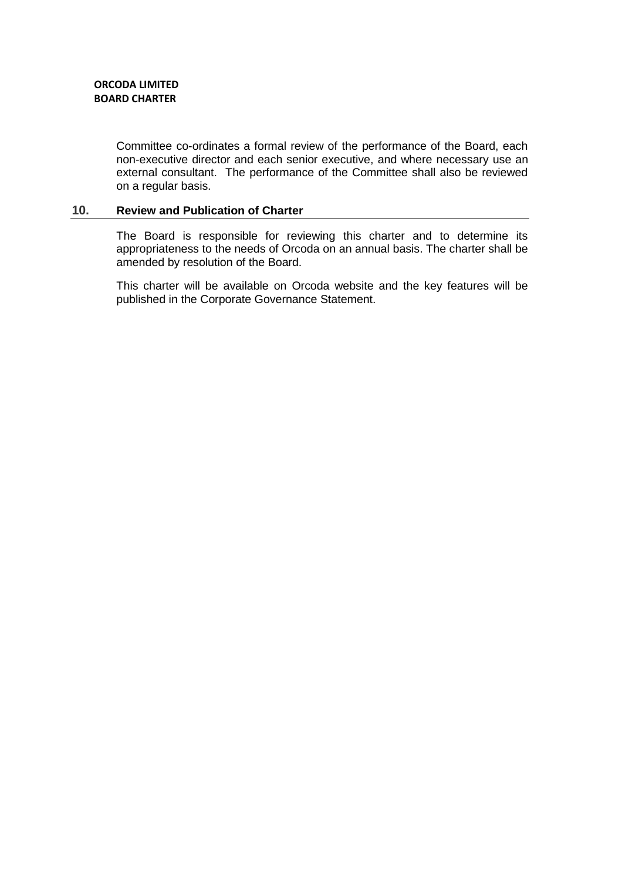Committee co-ordinates a formal review of the performance of the Board, each non-executive director and each senior executive, and where necessary use an external consultant. The performance of the Committee shall also be reviewed on a regular basis.

## 10. Review and Publication of Charter

The Board is responsible for reviewing this charter and to determine its appropriateness to the needs of Orcoda on an annual basis. The charter shall be amended by resolution of the Board.

This charter will be available on Orcoda website and the key features will be published in the Corporate Governance Statement.